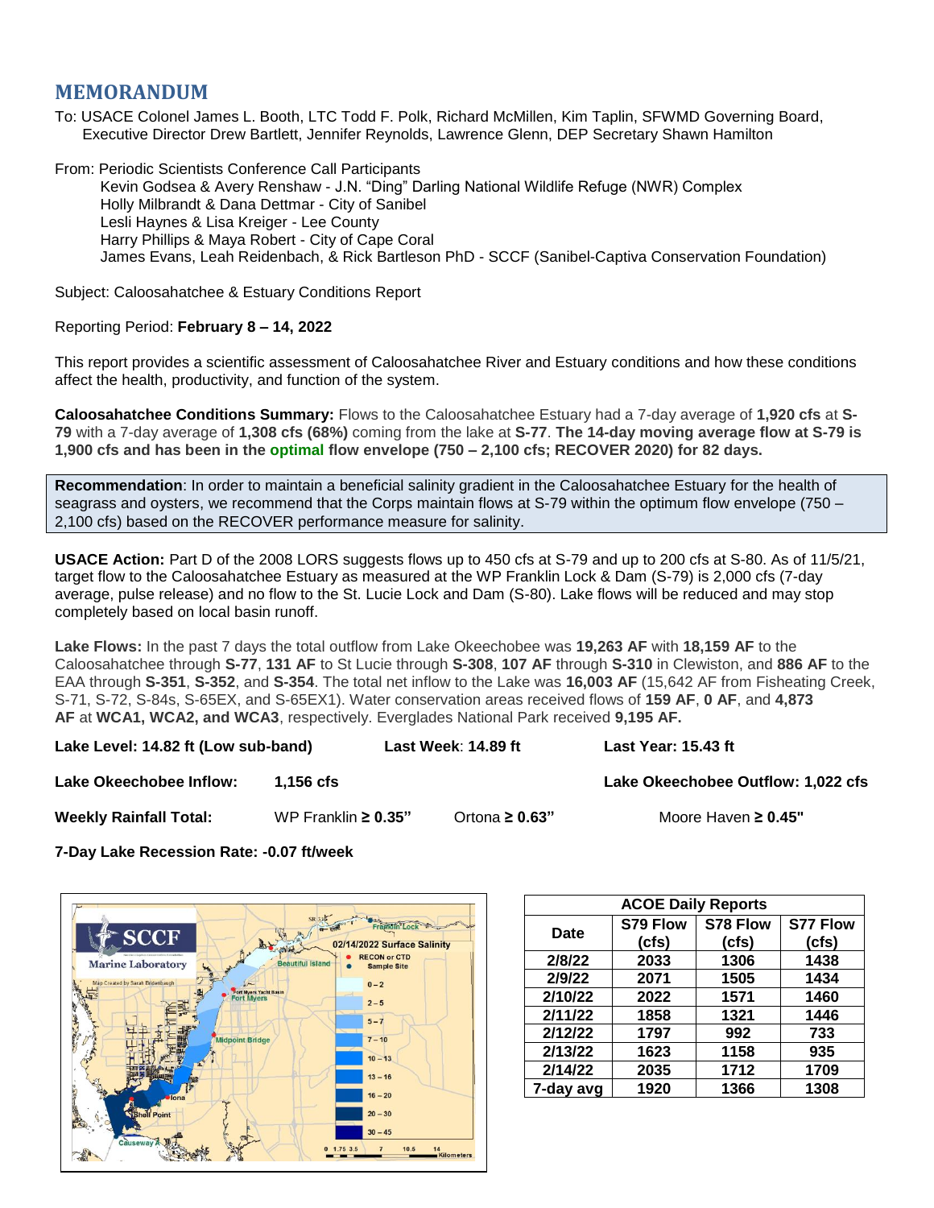# MEMORANDUM

To: USACE Colonel James L. Booth, LTC Todd F. Polk, Richard McMillen, Kim Taplin, SFWMD Governing Board, Executive Director Drew Bartlett, Jennifer Reynolds, Lawrence Glenn, DEP Secretary Shawn Hamilton

From: Periodic Scientists Conference Call Participants
Kevin Godsea & Avery Renshaw - J.N. "Ding" Darling National Wildlife Refuge (NWR) Complex
Holly Milbrandt & Dana Dettmar - City of Sanibel
Lesli Haynes & Lisa Kreiger - Lee County
Harry Phillips & Maya Robert - City of Cape Coral
James Evans, Leah Reidenbach, & Rick Bartleson PhD - SCCF (Sanibel-Captiva Conservation Foundation)

Subject: Caloosahatchee & Estuary Conditions Report

Reporting Period: **February 8 – 14, 2022**

This report provides a scientific assessment of Caloosahatchee River and Estuary conditions and how these conditions affect the health, productivity, and function of the system.

**Caloosahatchee Conditions Summary:** Flows to the Caloosahatchee Estuary had a 7-day average of **1,920 cfs** at **S-79** with a 7-day average of **1,308 cfs (68%)** coming from the lake at **S-77**. **The 14-day moving average flow at S-79 is 1,900 cfs and has been in the optimal flow envelope (750 – 2,100 cfs; RECOVER 2020) for 82 days.**

**Recommendation**: In order to maintain a beneficial salinity gradient in the Caloosahatchee Estuary for the health of seagrass and oysters, we recommend that the Corps maintain flows at S-79 within the optimum flow envelope (750 – 2,100 cfs) based on the RECOVER performance measure for salinity.

**USACE Action:** Part D of the 2008 LORS suggests flows up to 450 cfs at S-79 and up to 200 cfs at S-80. As of 11/5/21, target flow to the Caloosahatchee Estuary as measured at the WP Franklin Lock & Dam (S-79) is 2,000 cfs (7-day average, pulse release) and no flow to the St. Lucie Lock and Dam (S-80). Lake flows will be reduced and may stop completely based on local basin runoff.

**Lake Flows:** In the past 7 days the total outflow from Lake Okeechobee was **19,263 AF** with **18,159 AF** to the Caloosahatchee through **S-77**, **131 AF** to St Lucie through **S-308**, **107 AF** through **S-310** in Clewiston, and **886 AF** to the EAA through **S-351**, **S-352**, and **S-354**. The total net inflow to the Lake was **16,003 AF** (15,642 AF from Fisheating Creek, S-71, S-72, S-84s, S-65EX, and S-65EX1). Water conservation areas received flows of **159 AF**, **0 AF**, and **4,873 AF** at **WCA1, WCA2, and WCA3**, respectively. Everglades National Park received **9,195 AF.**

**Lake Level: 14.82 ft (Low sub-band)** | **Last Week**: **14.89 ft** | **Last Year: 15.43 ft**

**Lake Okeechobee Inflow:** **1,156 cfs** | **Lake Okeechobee Outflow: 1,022 cfs**

**Weekly Rainfall Total:** WP Franklin **≥ 0.35"** | Ortona **≥ 0.63"** | Moore Haven **≥ 0.45"**

**7-Day Lake Recession Rate: -0.07 ft/week**

| ACOE Daily Reports | | | |
|---|---|---|---|
| Date | S79 Flow (cfs) | S78 Flow (cfs) | S77 Flow (cfs) |
| 2/8/22 | 2033 | 1306 | 1438 |
| 2/9/22 | 2071 | 1505 | 1434 |
| 2/10/22 | 2022 | 1571 | 1460 |
| 2/11/22 | 1858 | 1321 | 1446 |
| 2/12/22 | 1797 | 992 | 733 |
| 2/13/22 | 1623 | 1158 | 935 |
| 2/14/22 | 2035 | 1712 | 1709 |
| 7-day avg | 1920 | 1366 | 1308 |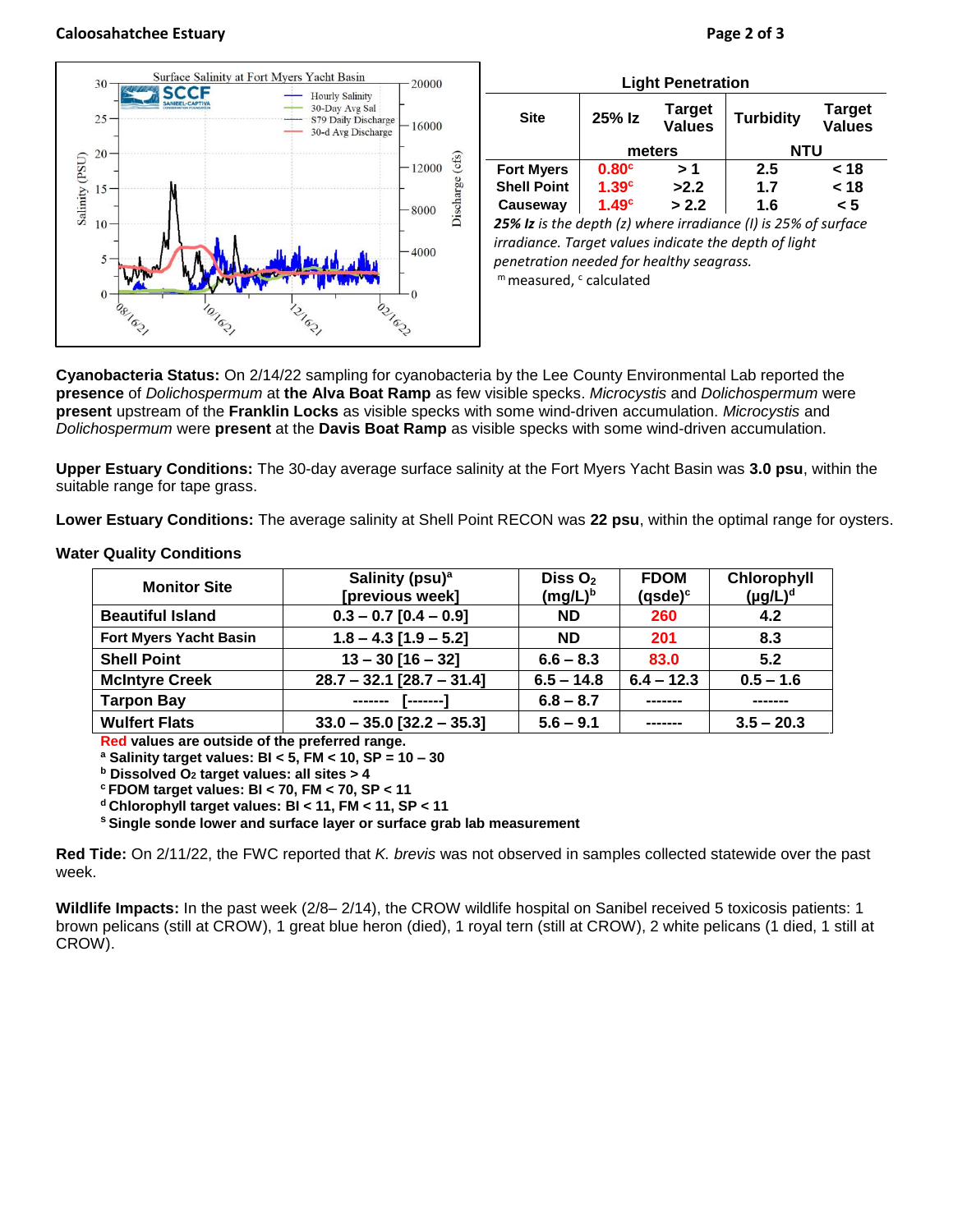Light Penetration

| Site | 25% Iz | Target Values | Turbidity | Target Values |
|---|---|---|---|---|
| | meters | | NTU | |
| Fort Myers | 0.80[c] | > 1 | 2.5 | < 18 |
| Shell Point | 1.39[c] | >2.2 | 1.7 | < 18 |
| Causeway | 1.49[c] | > 2.2 | 1.6 | < 5 |

***25% Iz*** *is the depth (z) where irradiance (I) is 25% of surface irradiance. Target values indicate the depth of light penetration needed for healthy seagrass.*

[m] measured, [c] calculated

**Cyanobacteria Status:** On 2/14/22 sampling for cyanobacteria by the Lee County Environmental Lab reported the **presence** of *Dolichospermum* at **the Alva Boat Ramp** as few visible specks. *Microcystis* and *Dolichospermum* were **present** upstream of the **Franklin Locks** as visible specks with some wind-driven accumulation. *Microcystis* and *Dolichospermum* were **present** at the **Davis Boat Ramp** as visible specks with some wind-driven accumulation.

**Upper Estuary Conditions:** The 30-day average surface salinity at the Fort Myers Yacht Basin was **3.0 psu**, within the suitable range for tape grass.

**Lower Estuary Conditions:** The average salinity at Shell Point RECON was **22 psu**, within the optimal range for oysters.

**Water Quality Conditions**

| Monitor Site | Salinity (psu)[a] [previous week] | Diss $O_2$ (mg/L)[b] | FDOM (qsde)[c] | Chlorophyll (μg/L)[d] |
|---|---|---|---|---|
| Beautiful Island | 0.3 – 0.7 [0.4 – 0.9] | ND | 260 | 4.2 |
| Fort Myers Yacht Basin | 1.8 – 4.3 [1.9 – 5.2] | ND | 201 | 8.3 |
| Shell Point | 13 – 30 [16 – 32] | 6.6 – 8.3 | 83.0 | 5.2 |
| McIntyre Creek | 28.7 – 32.1 [28.7 – 31.4] | 6.5 – 14.8 | 6.4 – 12.3 | 0.5 – 1.6 |
| Tarpon Bay | ------- [-------] | 6.8 – 8.7 | ------- | ------- |
| Wulfert Flats | 33.0 – 35.0 [32.2 – 35.3] | 5.6 – 9.1 | ------- | 3.5 – 20.3 |

**Red values are outside of the preferred range.**
**[a] Salinity target values: BI < 5, FM < 10, SP = 10 – 30**
**[b] Dissolved $O_2$ target values: all sites > 4**
**[c] FDOM target values: BI < 70, FM < 70, SP < 11**
**[d] Chlorophyll target values: BI < 11, FM < 11, SP < 11**
**[s] Single sonde lower and surface layer or surface grab lab measurement**

**Red Tide:** On 2/11/22, the FWC reported that *K. brevis* was not observed in samples collected statewide over the past week.

**Wildlife Impacts:** In the past week (2/8– 2/14), the CROW wildlife hospital on Sanibel received 5 toxicosis patients: 1 brown pelicans (still at CROW), 1 great blue heron (died), 1 royal tern (still at CROW), 2 white pelicans (1 died, 1 still at CROW).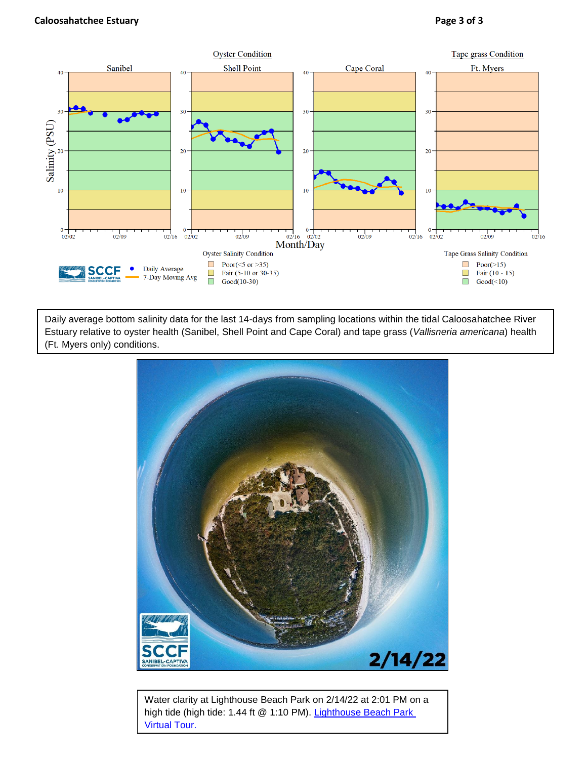Oyster Condition

Tape grass Condition

Sanibel

Shell Point

Cape Coral

Ft. Myers

Salinity (PSU)

40

30

20

10

0

02/02

02/09

02/16

Month/Day

Oyster Salinity Condition

Poor(<5 or >35)

Fair (5-10 or 30-35)

Good(10-30)

Tape Grass Salinity Condition

Poor(>15)

Fair (10 - 15)

Good(<10)

SCCF SANIBEL-CAPTIVA CONSERVATION FOUNDATION

Daily Average

7-Day Moving Avg

Daily average bottom salinity data for the last 14-days from sampling locations within the tidal Caloosahatchee River Estuary relative to oyster health (Sanibel, Shell Point and Cape Coral) and tape grass (*Vallisneria americana*) health (Ft. Myers only) conditions.

SCCF SANIBEL-CAPTIVA CONSERVATION FOUNDATION

2/14/22

Water clarity at Lighthouse Beach Park on 2/14/22 at 2:01 PM on a high tide (high tide: 1.44 ft @ 1:10 PM). [Lighthouse Beach Park Virtual Tour.]